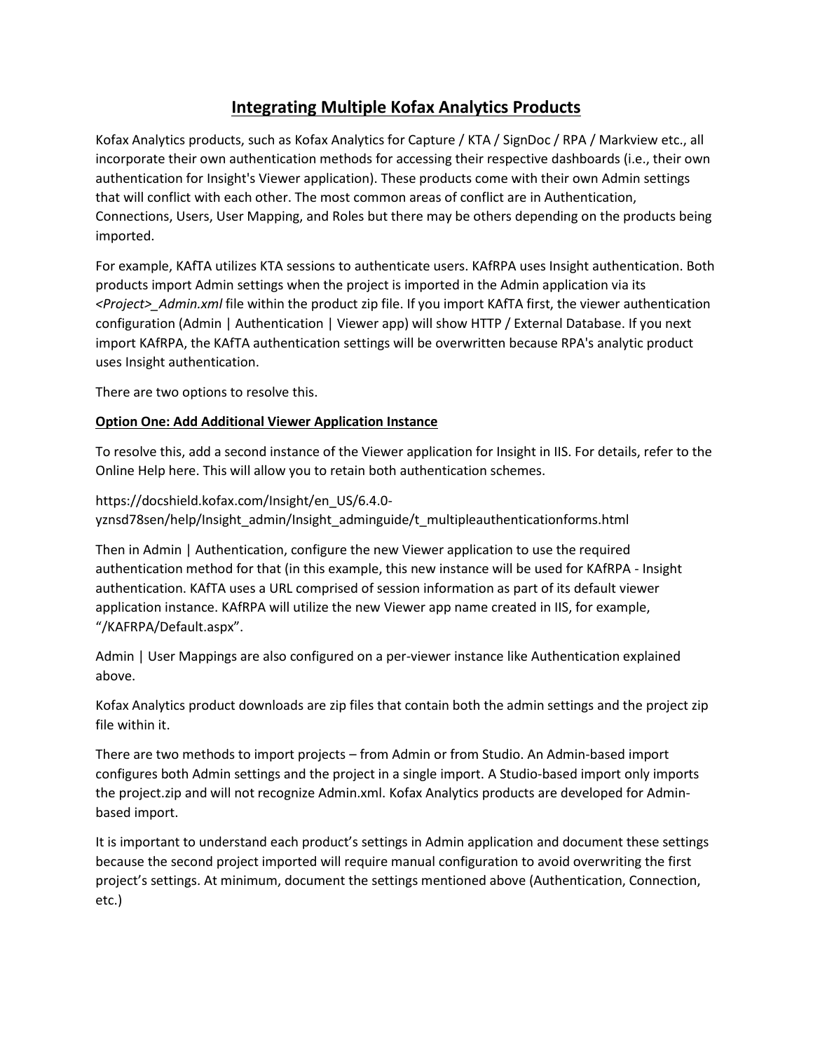# Integrating Multiple Kofax Analytics Products

Kofax Analytics products, such as Kofax Analytics for Capture / KTA / SignDoc / RPA / Markview etc., all incorporate their own authentication methods for accessing their respective dashboards (i.e., their own authentication for Insight's Viewer application). These products come with their own Admin settings that will conflict with each other. The most common areas of conflict are in Authentication, Connections, Users, User Mapping, and Roles but there may be others depending on the products being imported.

For example, KAfTA utilizes KTA sessions to authenticate users. KAfRPA uses Insight authentication. Both products import Admin settings when the project is imported in the Admin application via its *<Project>_Admin.xml* file within the product zip file. If you import KAfTA first, the viewer authentication configuration (Admin | Authentication | Viewer app) will show HTTP / External Database. If you next import KAfRPA, the KAfTA authentication settings will be overwritten because RPA's analytic product uses Insight authentication.

There are two options to resolve this.

**Option One: Add Additional Viewer Application Instance**

To resolve this, add a second instance of the Viewer application for Insight in IIS. For details, refer to the Online Help here. This will allow you to retain both authentication schemes.

https://docshield.kofax.com/Insight/en_US/6.4.0-yznsd78sen/help/Insight_admin/Insight_adminguide/t_multipleauthenticationforms.html

Then in Admin | Authentication, configure the new Viewer application to use the required authentication method for that (in this example, this new instance will be used for KAfRPA - Insight authentication. KAfTA uses a URL comprised of session information as part of its default viewer application instance. KAfRPA will utilize the new Viewer app name created in IIS, for example, "/KAFRPA/Default.aspx".

Admin | User Mappings are also configured on a per-viewer instance like Authentication explained above.

Kofax Analytics product downloads are zip files that contain both the admin settings and the project zip file within it.

There are two methods to import projects – from Admin or from Studio. An Admin-based import configures both Admin settings and the project in a single import. A Studio-based import only imports the project.zip and will not recognize Admin.xml. Kofax Analytics products are developed for Admin-based import.

It is important to understand each product's settings in Admin application and document these settings because the second project imported will require manual configuration to avoid overwriting the first project's settings. At minimum, document the settings mentioned above (Authentication, Connection, etc.)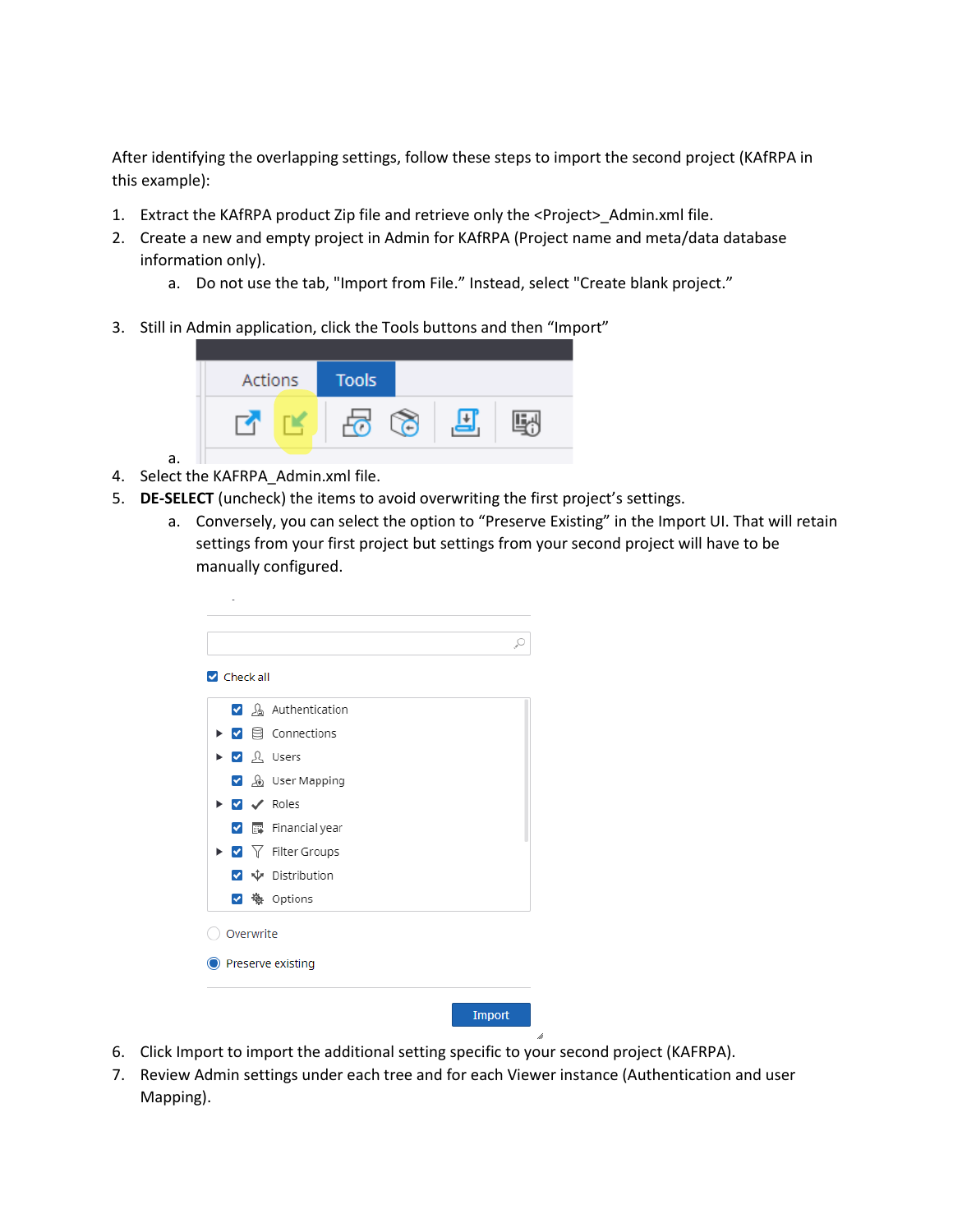After identifying the overlapping settings, follow these steps to import the second project (KAfRPA in this example):

1. Extract the KAfRPA product Zip file and retrieve only the <Project>_Admin.xml file.
2. Create a new and empty project in Admin for KAfRPA (Project name and meta/data database information only).
   a. Do not use the tab, "Import from File." Instead, select "Create blank project."
3. Still in Admin application, click the Tools buttons and then "Import"
   a.
4. Select the KAFRPA_Admin.xml file.
5. **DE-SELECT** (uncheck) the items to avoid overwriting the first project's settings.
   a. Conversely, you can select the option to "Preserve Existing" in the Import UI. That will retain settings from your first project but settings from your second project will have to be manually configured.
6. Click Import to import the additional setting specific to your second project (KAFRPA).
7. Review Admin settings under each tree and for each Viewer instance (Authentication and user Mapping).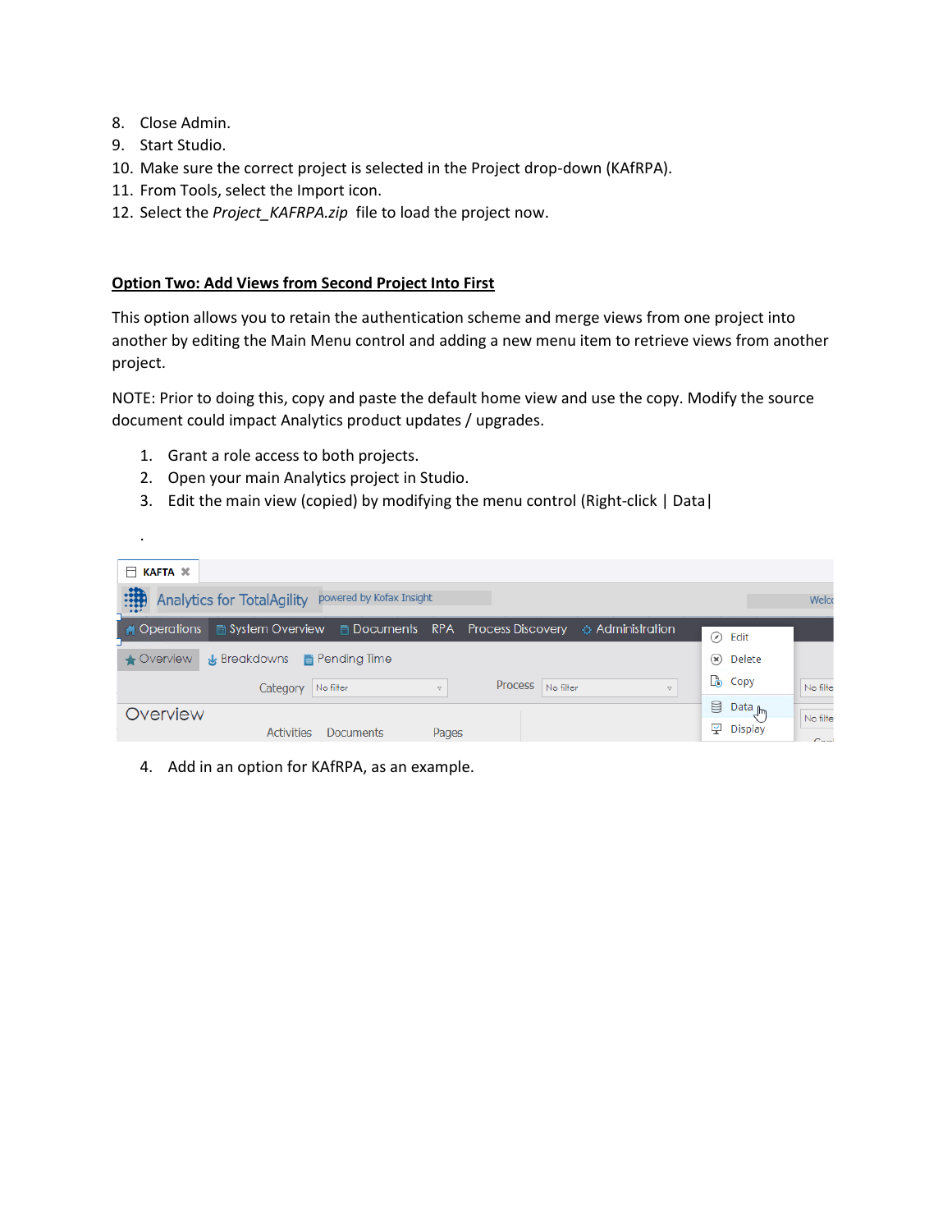8. Close Admin.
9. Start Studio.
10. Make sure the correct project is selected in the Project drop-down (KAfRPA).
11. From Tools, select the Import icon.
12. Select the *Project_KAFRPA.zip* file to load the project now.

**Option Two: Add Views from Second Project Into First**

This option allows you to retain the authentication scheme and merge views from one project into another by editing the Main Menu control and adding a new menu item to retrieve views from another project.

NOTE: Prior to doing this, copy and paste the default home view and use the copy. Modify the source document could impact Analytics product updates / upgrades.

1. Grant a role access to both projects.
2. Open your main Analytics project in Studio.
3. Edit the main view (copied) by modifying the menu control (Right-click | Data|

.

4. Add in an option for KAfRPA, as an example.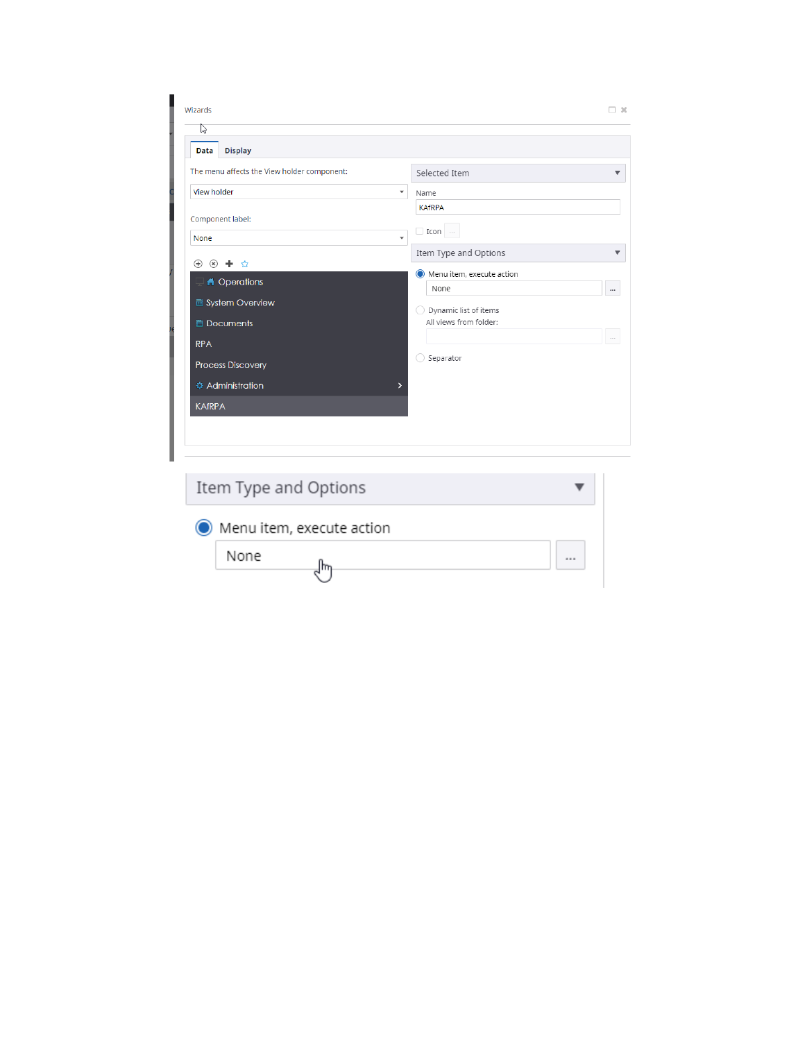Wizards

**Data** | **Display**

The menu affects the View holder component:

View holder

Component label:

None

- Operations
- System Overview
- Documents
- RPA
- Process Discovery
- Administration
- KAfRPA

Selected Item

Name

KAfRPA

Icon

Item Type and Options

- Menu item, execute action
  - None
- Dynamic list of items
  - All views from folder:
- Separator

Item Type and Options

- Menu item, execute action
  - None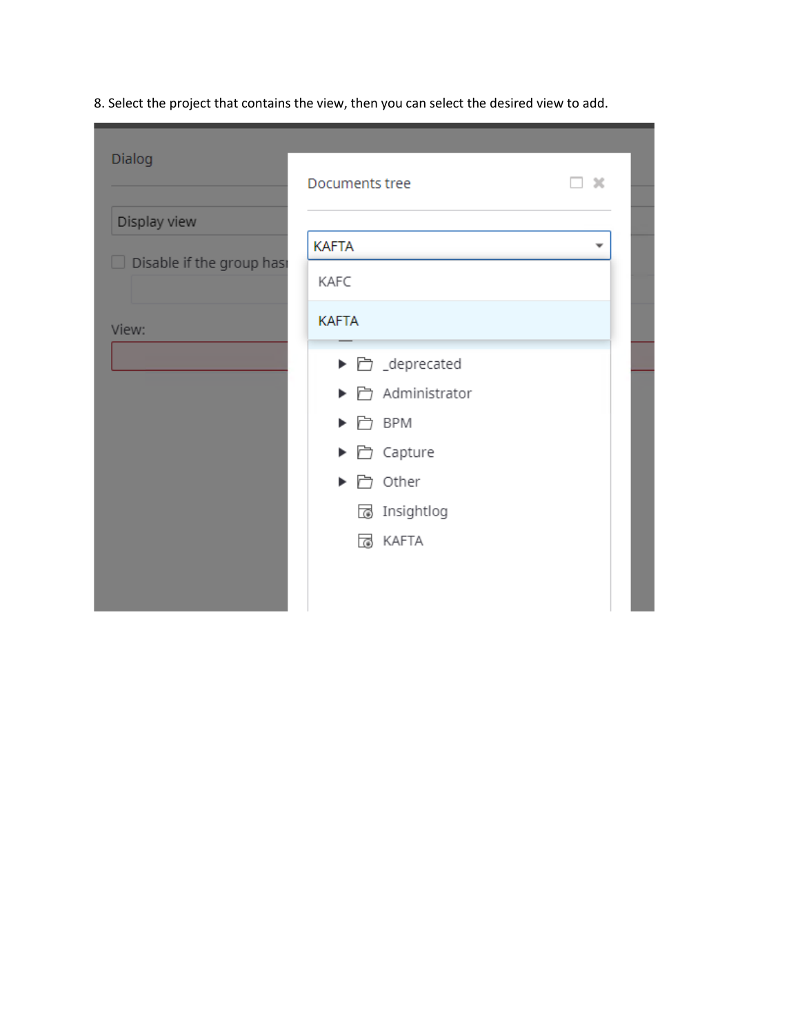8. Select the project that contains the view, then you can select the desired view to add.